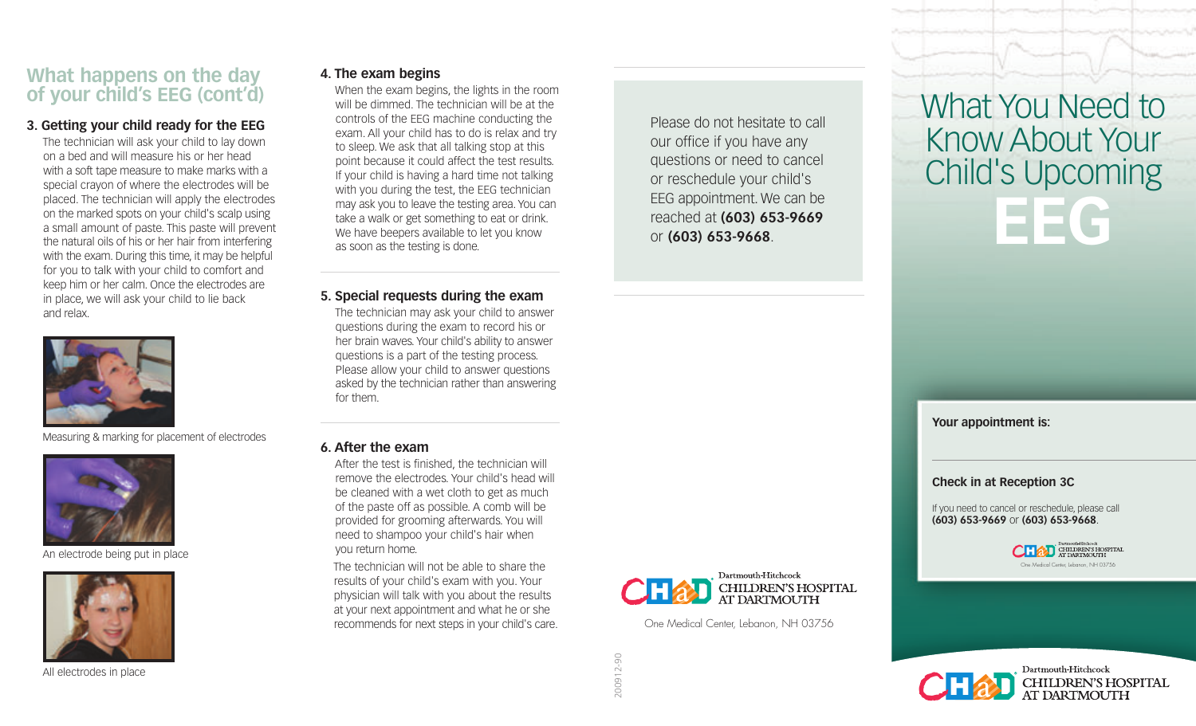## What happens on the day of your child's EEG (cont'd)

### 3. Getting your child ready for the EEG

The technician will ask your child to lay down on a bed and will measure his or her head with a soft tape measure to make marks with a special crayon of where the electrodes will be placed. The technician will apply the electrodes on the marked spots on your child's scalp using a small amount of paste. This paste will prevent the natural oils of his or her hair from interfering with the exam. During this time, it may be helpful for you to talk with your child to comfort and keep him or her calm. Once the electrodes are in place, we will ask your child to lie back and relax.

Measuring & marking for placement of electrodes

An electrode being put in place

All electrodes in place

### 4. The exam begins

When the exam begins, the lights in the room will be dimmed. The technician will be at the controls of the EEG machine conducting the exam. All your child has to do is relax and try to sleep. We ask that all talking stop at this point because it could affect the test results. If your child is having a hard time not talking with you during the test, the EEG technician may ask you to leave the testing area. You can take a walk or get something to eat or drink. We have beepers available to let you know as soon as the testing is done.

### 5. Special requests during the exam

The technician may ask your child to answer questions during the exam to record his or her brain waves. Your child's ability to answer questions is a part of the testing process. Please allow your child to answer questions asked by the technician rather than answering for them.

### 6. After the exam

After the test is finished, the technician will remove the electrodes. Your child's head will be cleaned with a wet cloth to get as much of the paste off as possible. A comb will be provided for grooming afterwards. You will need to shampoo your child's hair when you return home.

The technician will not be able to share the results of your child's exam with you. Your physician will talk with you about the results at your next appointment and what he or she recommends for next steps in your child's care.

Please do not hesitate to call our office if you have any questions or need to cancel or reschedule your child's EEG appointment. We can be reached at **(603) 653-9669** or **(603) 653-9668**.

Dartmouth-Hitchcock CHILDREN'S HOSPITAL AT DARTMOUTH

One Medical Center, Lebanon, NH 03756

200912-90

# What You Need to Know About Your Child's Upcoming EEG

**Your appointment is:**

**Check in at Reception 3C**

If you need to cancel or reschedule, please call **(603) 653-9669** or **(603) 653-9668**.

Dartmouth-Hitchcock CHILDREN'S HOSPITAL AT DARTMOUTH

One Medical Center, Lebanon, NH 03756

Dartmouth-Hitchcock CHILDREN'S HOSPITAL AT DARTMOUTH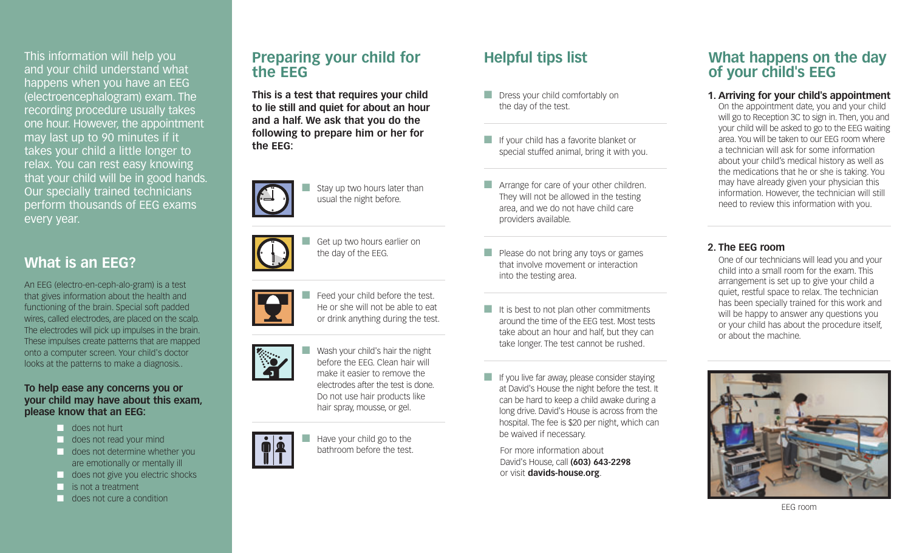This information will help you and your child understand what happens when you have an EEG (electroencephalogram) exam. The recording procedure usually takes one hour. However, the appointment may last up to 90 minutes if it takes your child a little longer to relax. You can rest easy knowing that your child will be in good hands. Our specially trained technicians perform thousands of EEG exams every year.

## What is an EEG?

An EEG (electro-en-ceph-alo-gram) is a test that gives information about the health and functioning of the brain. Special soft padded wires, called electrodes, are placed on the scalp. The electrodes will pick up impulses in the brain. These impulses create patterns that are mapped onto a computer screen. Your child's doctor looks at the patterns to make a diagnosis..

**To help ease any concerns you or your child may have about this exam, please know that an EEG:**

- does not hurt
- does not read your mind
- does not determine whether you are emotionally or mentally ill
- does not give you electric shocks
- is not a treatment
- does not cure a condition

## Preparing your child for the EEG

**This is a test that requires your child to lie still and quiet for about an hour and a half. We ask that you do the following to prepare him or her for the EEG:**

- Stay up two hours later than usual the night before.
- Get up two hours earlier on the day of the EEG.
- Feed your child before the test. He or she will not be able to eat or drink anything during the test.
- Wash your child's hair the night before the EEG. Clean hair will make it easier to remove the electrodes after the test is done. Do not use hair products like hair spray, mousse, or gel.
- Have your child go to the bathroom before the test.

## Helpful tips list

- Dress your child comfortably on the day of the test.
- If your child has a favorite blanket or special stuffed animal, bring it with you.
- Arrange for care of your other children. They will not be allowed in the testing area, and we do not have child care providers available.
- Please do not bring any toys or games that involve movement or interaction into the testing area.
- It is best to not plan other commitments around the time of the EEG test. Most tests take about an hour and half, but they can take longer. The test cannot be rushed.
- If you live far away, please consider staying at David's House the night before the test. It can be hard to keep a child awake during a long drive. David's House is across from the hospital. The fee is $20 per night, which can be waived if necessary.

  For more information about David's House, call **(603) 643-2298** or visit **davids-house.org**.

## What happens on the day of your child's EEG

**1. Arriving for your child's appointment**

On the appointment date, you and your child will go to Reception 3C to sign in. Then, you and your child will be asked to go to the EEG waiting area. You will be taken to our EEG room where a technician will ask for some information about your child's medical history as well as the medications that he or she is taking. You may have already given your physician this information. However, the technician will still need to review this information with you.

**2. The EEG room**

One of our technicians will lead you and your child into a small room for the exam. This arrangement is set up to give your child a quiet, restful space to relax. The technician has been specially trained for this work and will be happy to answer any questions you or your child has about the procedure itself, or about the machine.

EEG room